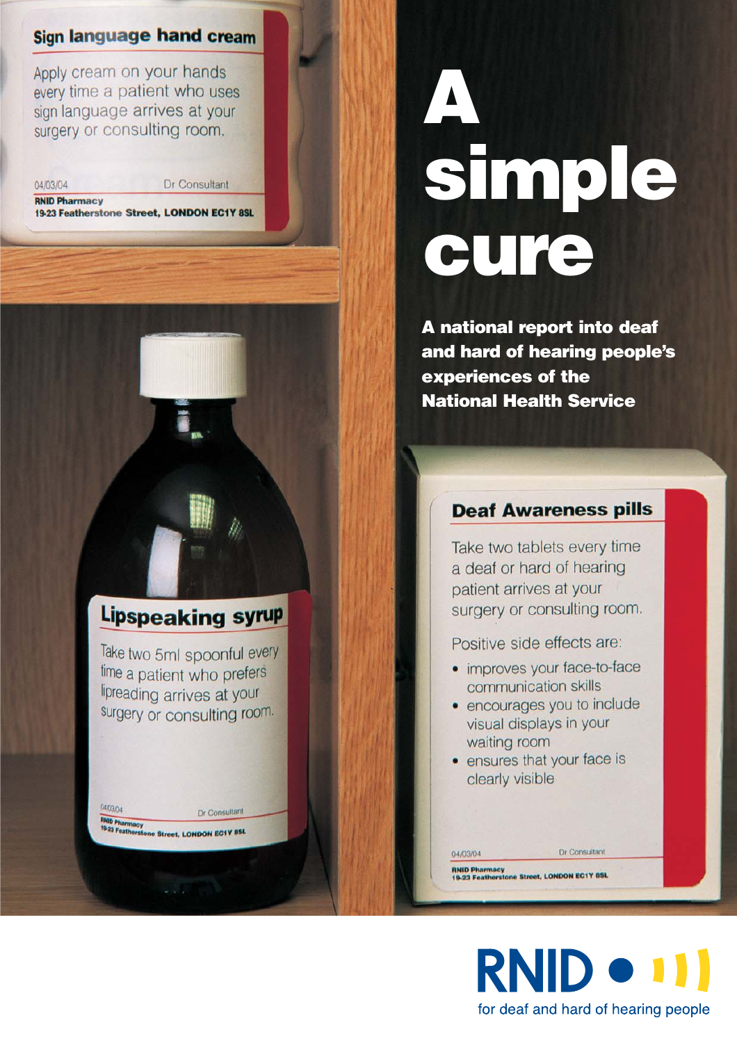# A simple cure

**A national report into deaf and hard of hearing people's experiences of the National Health Service**

### Sign language hand cream

Apply cream on your hands every time a patient who uses sign language arrives at your surgery or consulting room.

04/03/04 Dr Consultant

**RNID Pharmacy**
**19-23 Featherstone Street, LONDON EC1Y 8SL**

### Lipspeaking syrup

Take two 5ml spoonful every time a patient who prefers lipreading arrives at your surgery or consulting room.

04/03/04 Dr Consultant

**RNID Pharmacy**
**19-23 Featherstone Street, LONDON EC1Y 8SL**

### Deaf Awareness pills

Take two tablets every time a deaf or hard of hearing patient arrives at your surgery or consulting room.

Positive side effects are:

- improves your face-to-face communication skills
- encourages you to include visual displays in your waiting room
- ensures that your face is clearly visible

04/03/04 Dr Consultant

**RNID Pharmacy**
**19-23 Featherstone Street, LONDON EC1Y 8SL**

RNID

for deaf and hard of hearing people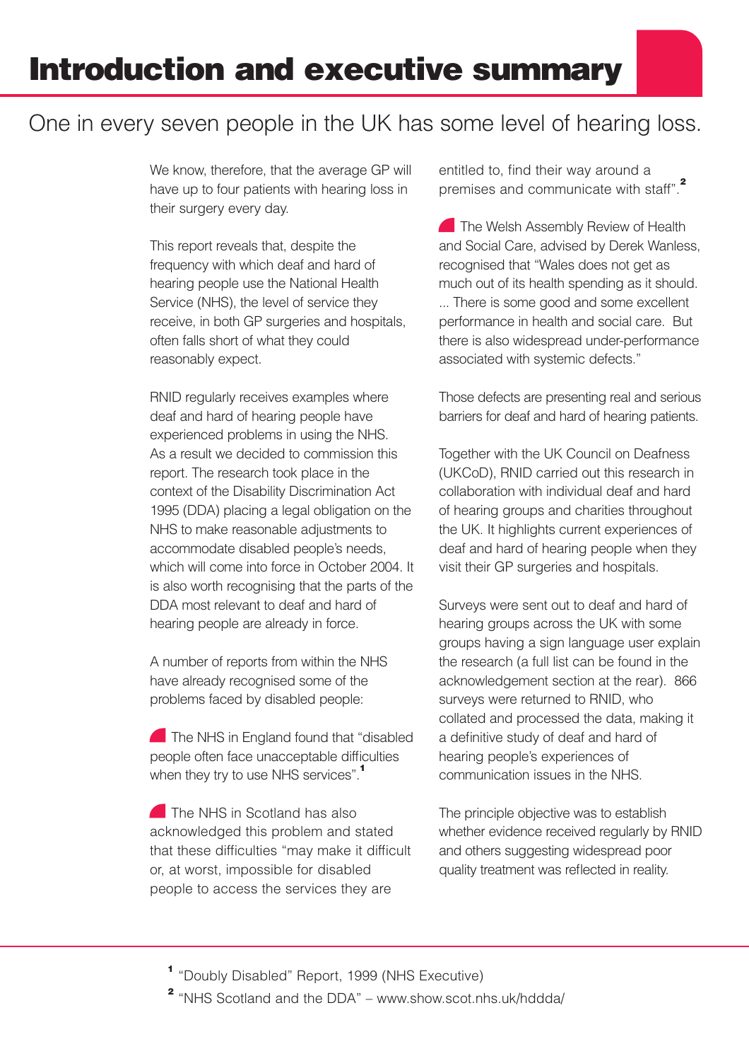# Introduction and executive summary

## One in every seven people in the UK has some level of hearing loss.

We know, therefore, that the average GP will have up to four patients with hearing loss in their surgery every day.

This report reveals that, despite the frequency with which deaf and hard of hearing people use the National Health Service (NHS), the level of service they receive, in both GP surgeries and hospitals, often falls short of what they could reasonably expect.

RNID regularly receives examples where deaf and hard of hearing people have experienced problems in using the NHS. As a result we decided to commission this report. The research took place in the context of the Disability Discrimination Act 1995 (DDA) placing a legal obligation on the NHS to make reasonable adjustments to accommodate disabled people's needs, which will come into force in October 2004. It is also worth recognising that the parts of the DDA most relevant to deaf and hard of hearing people are already in force.

A number of reports from within the NHS have already recognised some of the problems faced by disabled people:

- The NHS in England found that "disabled people often face unacceptable difficulties when they try to use NHS services".[1]
- The NHS in Scotland has also acknowledged this problem and stated that these difficulties "may make it difficult or, at worst, impossible for disabled people to access the services they are entitled to, find their way around a premises and communicate with staff".[2]
- The Welsh Assembly Review of Health and Social Care, advised by Derek Wanless, recognised that "Wales does not get as much out of its health spending as it should. ... There is some good and some excellent performance in health and social care. But there is also widespread under-performance associated with systemic defects."

Those defects are presenting real and serious barriers for deaf and hard of hearing patients.

Together with the UK Council on Deafness (UKCoD), RNID carried out this research in collaboration with individual deaf and hard of hearing groups and charities throughout the UK. It highlights current experiences of deaf and hard of hearing people when they visit their GP surgeries and hospitals.

Surveys were sent out to deaf and hard of hearing groups across the UK with some groups having a sign language user explain the research (a full list can be found in the acknowledgement section at the rear). 866 surveys were returned to RNID, who collated and processed the data, making it a definitive study of deaf and hard of hearing people's experiences of communication issues in the NHS.

The principle objective was to establish whether evidence received regularly by RNID and others suggesting widespread poor quality treatment was reflected in reality.

---

[1] "Doubly Disabled" Report, 1999 (NHS Executive)

[2] "NHS Scotland and the DDA" – www.show.scot.nhs.uk/hddda/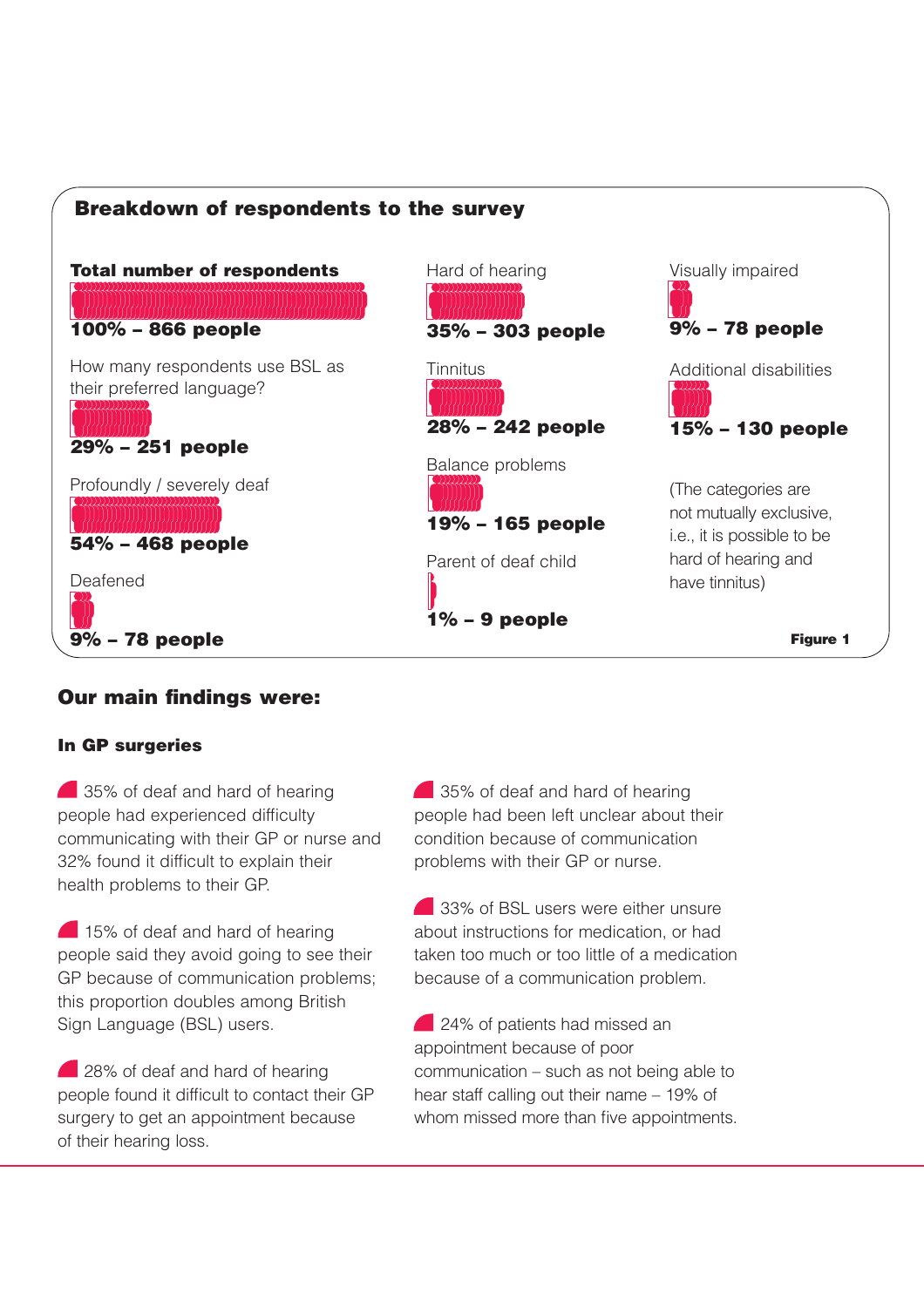## Breakdown of respondents to the survey

**Total number of respondents**

**100% – 866 people**

How many respondents use BSL as their preferred language?

**29% – 251 people**

Profoundly / severely deaf

**54% – 468 people**

Deafened

**9% – 78 people**

Hard of hearing

**35% – 303 people**

Tinnitus

**28% – 242 people**

Balance problems

**19% – 165 people**

Parent of deaf child

**1% – 9 people**

Visually impaired

**9% – 78 people**

Additional disabilities

**15% – 130 people**

(The categories are not mutually exclusive, i.e., it is possible to be hard of hearing and have tinnitus)

**Figure 1**

## Our main findings were:

### In GP surgeries

- 35% of deaf and hard of hearing people had experienced difficulty communicating with their GP or nurse and 32% found it difficult to explain their health problems to their GP.
- 15% of deaf and hard of hearing people said they avoid going to see their GP because of communication problems; this proportion doubles among British Sign Language (BSL) users.
- 28% of deaf and hard of hearing people found it difficult to contact their GP surgery to get an appointment because of their hearing loss.
- 35% of deaf and hard of hearing people had been left unclear about their condition because of communication problems with their GP or nurse.
- 33% of BSL users were either unsure about instructions for medication, or had taken too much or too little of a medication because of a communication problem.
- 24% of patients had missed an appointment because of poor communication – such as not being able to hear staff calling out their name – 19% of whom missed more than five appointments.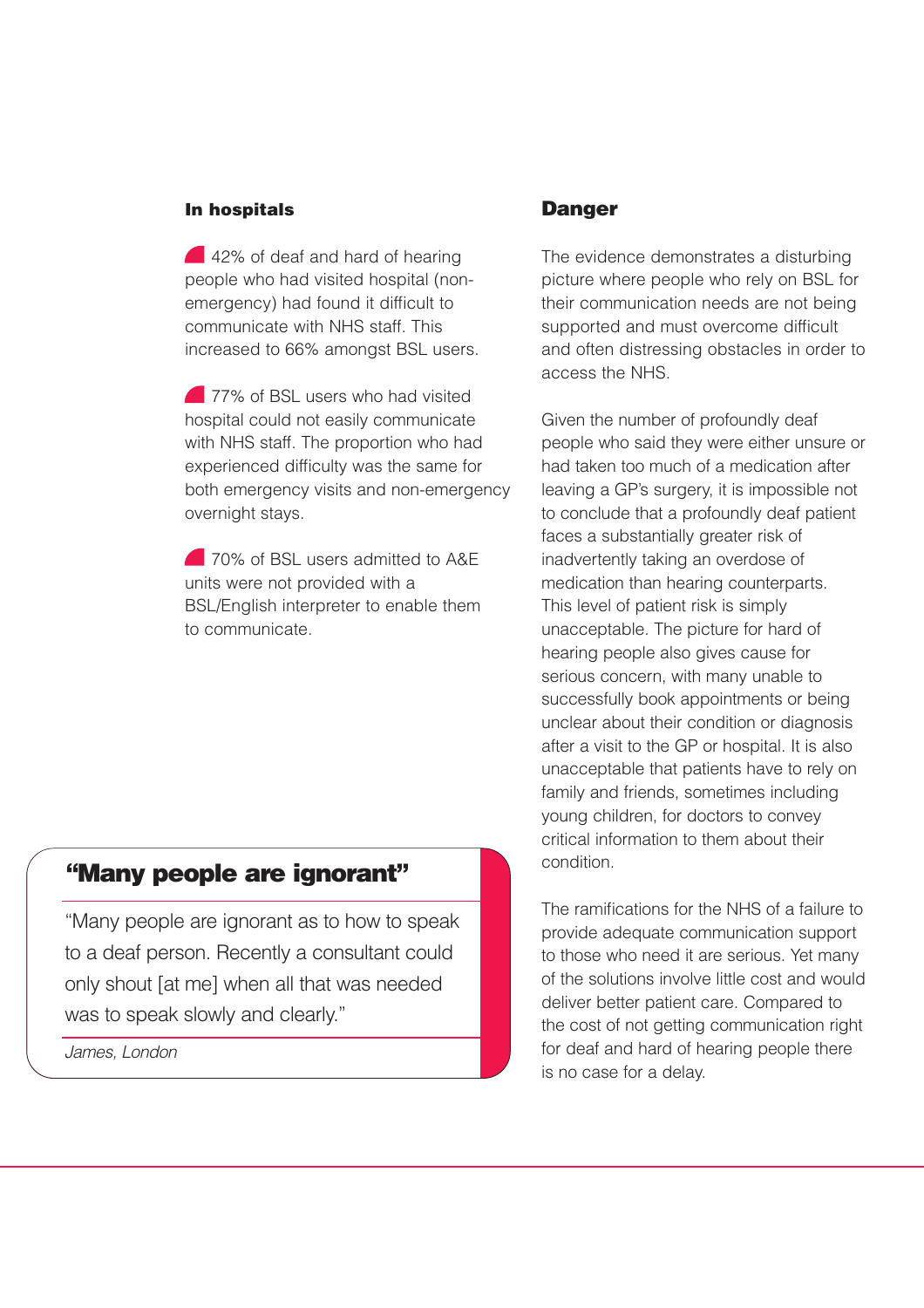### In hospitals

- 42% of deaf and hard of hearing people who had visited hospital (non-emergency) had found it difficult to communicate with NHS staff. This increased to 66% amongst BSL users.
- 77% of BSL users who had visited hospital could not easily communicate with NHS staff. The proportion who had experienced difficulty was the same for both emergency visits and non-emergency overnight stays.
- 70% of BSL users admitted to A&E units were not provided with a BSL/English interpreter to enable them to communicate.

> **"Many people are ignorant"**
>
> "Many people are ignorant as to how to speak to a deaf person. Recently a consultant could only shout [at me] when all that was needed was to speak slowly and clearly."
>
> *James, London*

## Danger

The evidence demonstrates a disturbing picture where people who rely on BSL for their communication needs are not being supported and must overcome difficult and often distressing obstacles in order to access the NHS.

Given the number of profoundly deaf people who said they were either unsure or had taken too much of a medication after leaving a GP's surgery, it is impossible not to conclude that a profoundly deaf patient faces a substantially greater risk of inadvertently taking an overdose of medication than hearing counterparts. This level of patient risk is simply unacceptable. The picture for hard of hearing people also gives cause for serious concern, with many unable to successfully book appointments or being unclear about their condition or diagnosis after a visit to the GP or hospital. It is also unacceptable that patients have to rely on family and friends, sometimes including young children, for doctors to convey critical information to them about their condition.

The ramifications for the NHS of a failure to provide adequate communication support to those who need it are serious. Yet many of the solutions involve little cost and would deliver better patient care. Compared to the cost of not getting communication right for deaf and hard of hearing people there is no case for a delay.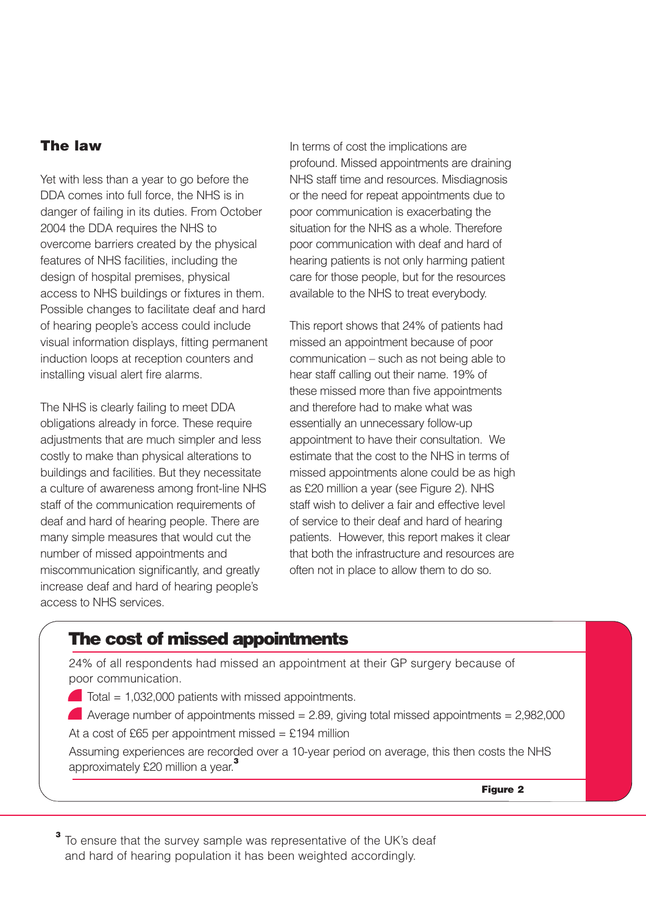## The law

Yet with less than a year to go before the DDA comes into full force, the NHS is in danger of failing in its duties. From October 2004 the DDA requires the NHS to overcome barriers created by the physical features of NHS facilities, including the design of hospital premises, physical access to NHS buildings or fixtures in them. Possible changes to facilitate deaf and hard of hearing people's access could include visual information displays, fitting permanent induction loops at reception counters and installing visual alert fire alarms.

The NHS is clearly failing to meet DDA obligations already in force. These require adjustments that are much simpler and less costly to make than physical alterations to buildings and facilities. But they necessitate a culture of awareness among front-line NHS staff of the communication requirements of deaf and hard of hearing people. There are many simple measures that would cut the number of missed appointments and miscommunication significantly, and greatly increase deaf and hard of hearing people's access to NHS services.

In terms of cost the implications are profound. Missed appointments are draining NHS staff time and resources. Misdiagnosis or the need for repeat appointments due to poor communication is exacerbating the situation for the NHS as a whole. Therefore poor communication with deaf and hard of hearing patients is not only harming patient care for those people, but for the resources available to the NHS to treat everybody.

This report shows that 24% of patients had missed an appointment because of poor communication – such as not being able to hear staff calling out their name. 19% of these missed more than five appointments and therefore had to make what was essentially an unnecessary follow-up appointment to have their consultation. We estimate that the cost to the NHS in terms of missed appointments alone could be as high as £20 million a year (see Figure 2). NHS staff wish to deliver a fair and effective level of service to their deaf and hard of hearing patients. However, this report makes it clear that both the infrastructure and resources are often not in place to allow them to do so.

### The cost of missed appointments

24% of all respondents had missed an appointment at their GP surgery because of poor communication.

- Total = 1,032,000 patients with missed appointments.
- Average number of appointments missed = 2.89, giving total missed appointments = 2,982,000

At a cost of £65 per appointment missed = £194 million

Assuming experiences are recorded over a 10-year period on average, this then costs the NHS approximately £20 million a year.[3]

**Figure 2**

[3] To ensure that the survey sample was representative of the UK's deaf and hard of hearing population it has been weighted accordingly.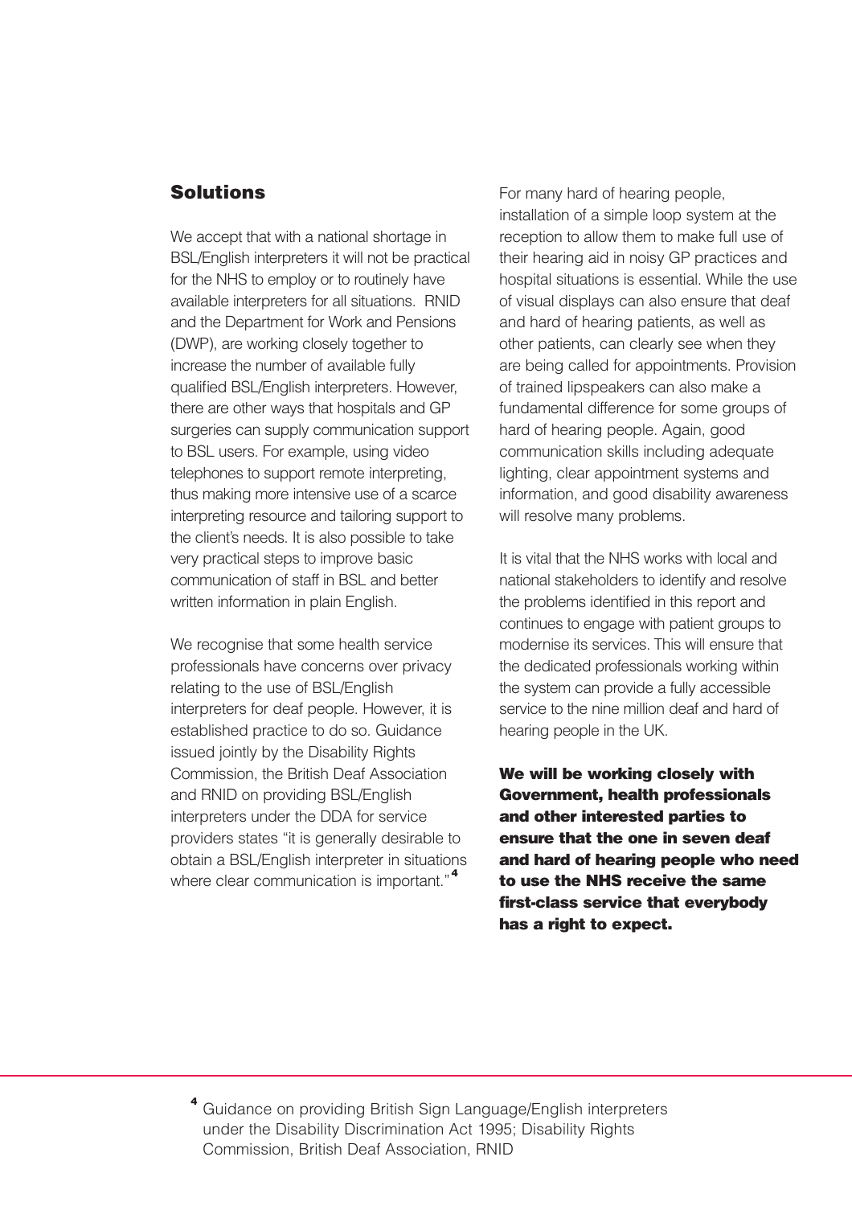## Solutions

We accept that with a national shortage in BSL/English interpreters it will not be practical for the NHS to employ or to routinely have available interpreters for all situations. RNID and the Department for Work and Pensions (DWP), are working closely together to increase the number of available fully qualified BSL/English interpreters. However, there are other ways that hospitals and GP surgeries can supply communication support to BSL users. For example, using video telephones to support remote interpreting, thus making more intensive use of a scarce interpreting resource and tailoring support to the client's needs. It is also possible to take very practical steps to improve basic communication of staff in BSL and better written information in plain English.

We recognise that some health service professionals have concerns over privacy relating to the use of BSL/English interpreters for deaf people. However, it is established practice to do so. Guidance issued jointly by the Disability Rights Commission, the British Deaf Association and RNID on providing BSL/English interpreters under the DDA for service providers states "it is generally desirable to obtain a BSL/English interpreter in situations where clear communication is important."[4]

For many hard of hearing people, installation of a simple loop system at the reception to allow them to make full use of their hearing aid in noisy GP practices and hospital situations is essential. While the use of visual displays can also ensure that deaf and hard of hearing patients, as well as other patients, can clearly see when they are being called for appointments. Provision of trained lipspeakers can also make a fundamental difference for some groups of hard of hearing people. Again, good communication skills including adequate lighting, clear appointment systems and information, and good disability awareness will resolve many problems.

It is vital that the NHS works with local and national stakeholders to identify and resolve the problems identified in this report and continues to engage with patient groups to modernise its services. This will ensure that the dedicated professionals working within the system can provide a fully accessible service to the nine million deaf and hard of hearing people in the UK.

**We will be working closely with Government, health professionals and other interested parties to ensure that the one in seven deaf and hard of hearing people who need to use the NHS receive the same first-class service that everybody has a right to expect.**

---

[4] Guidance on providing British Sign Language/English interpreters under the Disability Discrimination Act 1995; Disability Rights Commission, British Deaf Association, RNID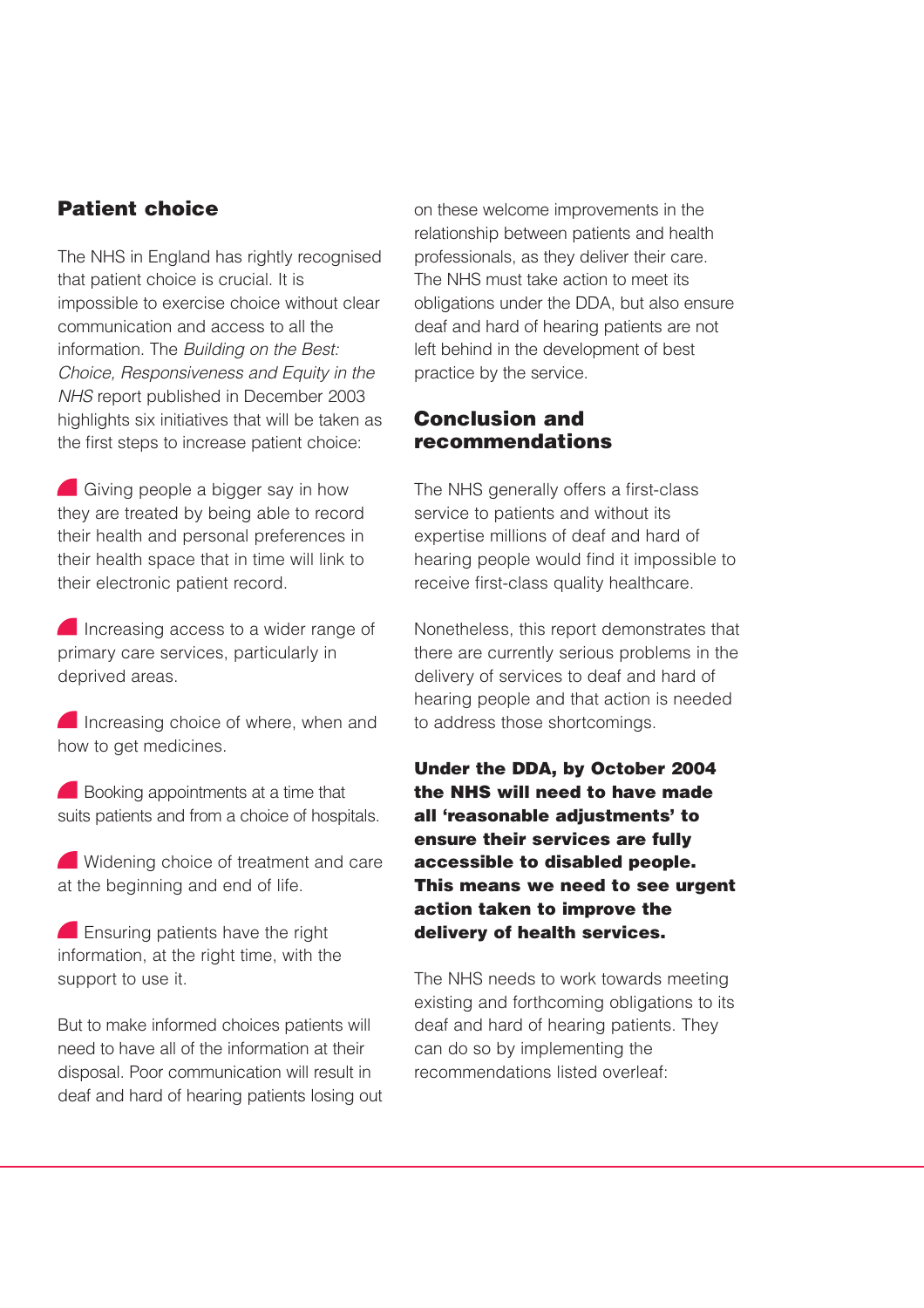## Patient choice

The NHS in England has rightly recognised that patient choice is crucial. It is impossible to exercise choice without clear communication and access to all the information. The *Building on the Best: Choice, Responsiveness and Equity in the NHS* report published in December 2003 highlights six initiatives that will be taken as the first steps to increase patient choice:

- Giving people a bigger say in how they are treated by being able to record their health and personal preferences in their health space that in time will link to their electronic patient record.
- Increasing access to a wider range of primary care services, particularly in deprived areas.
- Increasing choice of where, when and how to get medicines.
- Booking appointments at a time that suits patients and from a choice of hospitals.
- Widening choice of treatment and care at the beginning and end of life.
- Ensuring patients have the right information, at the right time, with the support to use it.

But to make informed choices patients will need to have all of the information at their disposal. Poor communication will result in deaf and hard of hearing patients losing out on these welcome improvements in the relationship between patients and health professionals, as they deliver their care. The NHS must take action to meet its obligations under the DDA, but also ensure deaf and hard of hearing patients are not left behind in the development of best practice by the service.

## Conclusion and recommendations

The NHS generally offers a first-class service to patients and without its expertise millions of deaf and hard of hearing people would find it impossible to receive first-class quality healthcare.

Nonetheless, this report demonstrates that there are currently serious problems in the delivery of services to deaf and hard of hearing people and that action is needed to address those shortcomings.

**Under the DDA, by October 2004 the NHS will need to have made all 'reasonable adjustments' to ensure their services are fully accessible to disabled people. This means we need to see urgent action taken to improve the delivery of health services.**

The NHS needs to work towards meeting existing and forthcoming obligations to its deaf and hard of hearing patients. They can do so by implementing the recommendations listed overleaf: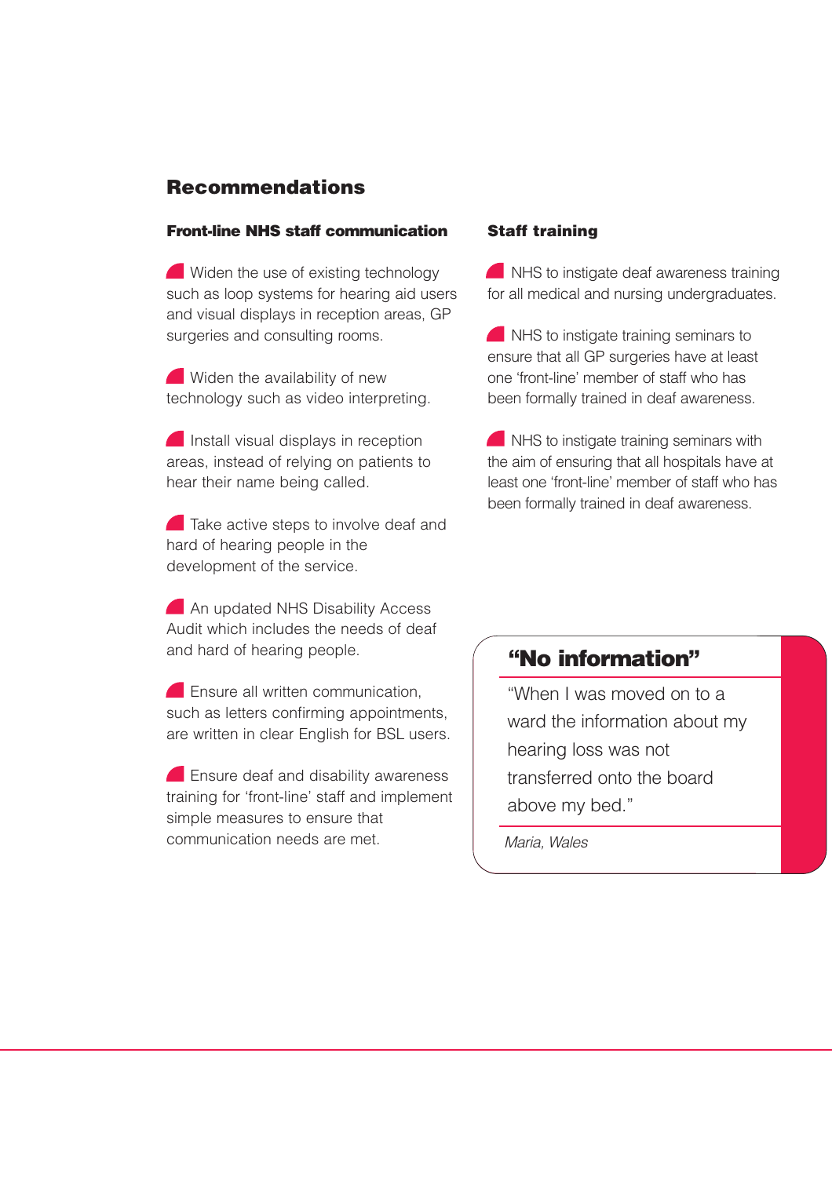## Recommendations

### Front-line NHS staff communication

- Widen the use of existing technology such as loop systems for hearing aid users and visual displays in reception areas, GP surgeries and consulting rooms.
- Widen the availability of new technology such as video interpreting.
- Install visual displays in reception areas, instead of relying on patients to hear their name being called.
- Take active steps to involve deaf and hard of hearing people in the development of the service.
- An updated NHS Disability Access Audit which includes the needs of deaf and hard of hearing people.
- Ensure all written communication, such as letters confirming appointments, are written in clear English for BSL users.
- Ensure deaf and disability awareness training for 'front-line' staff and implement simple measures to ensure that communication needs are met.

### Staff training

- NHS to instigate deaf awareness training for all medical and nursing undergraduates.
- NHS to instigate training seminars to ensure that all GP surgeries have at least one 'front-line' member of staff who has been formally trained in deaf awareness.
- NHS to instigate training seminars with the aim of ensuring that all hospitals have at least one 'front-line' member of staff who has been formally trained in deaf awareness.

### "No information"

"When I was moved on to a ward the information about my hearing loss was not transferred onto the board above my bed."

*Maria, Wales*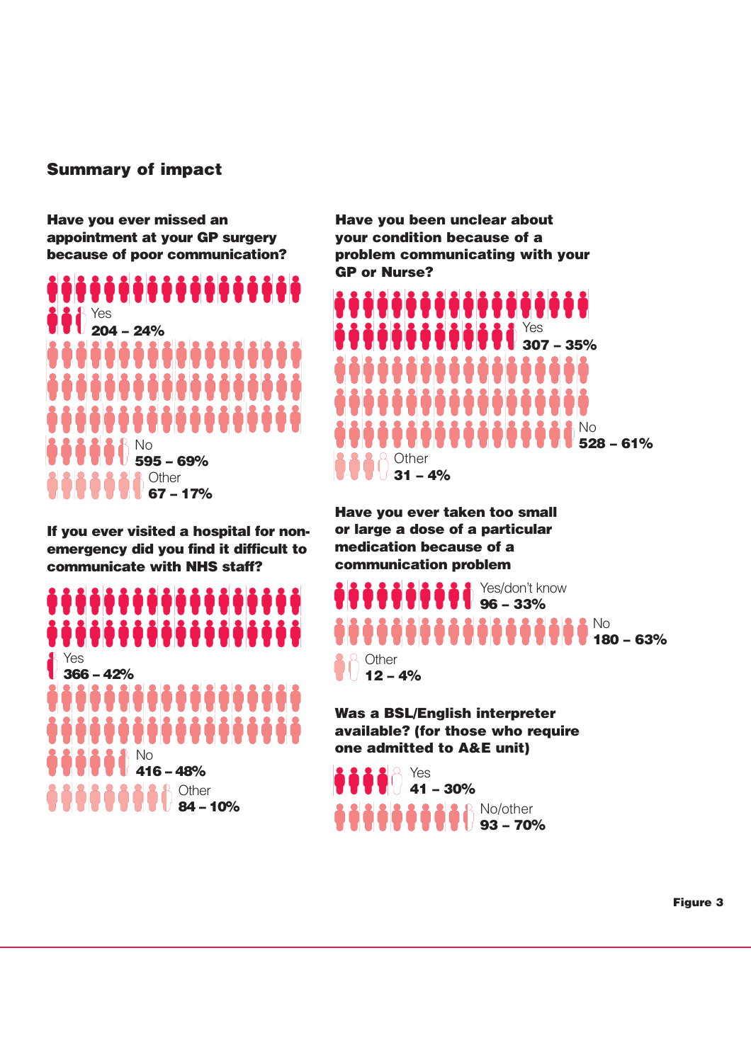## Summary of impact

**Have you ever missed an appointment at your GP surgery because of poor communication?**

Yes
**204 – 24%**

No
**595 – 69%**

Other
**67 – 17%**

**If you ever visited a hospital for non-emergency did you find it difficult to communicate with NHS staff?**

Yes
**366 – 42%**

No
**416 – 48%**

Other
**84 – 10%**

**Have you been unclear about your condition because of a problem communicating with your GP or Nurse?**

Yes
**307 – 35%**

No
**528 – 61%**

Other
**31 – 4%**

**Have you ever taken too small or large a dose of a particular medication because of a communication problem**

Yes/don't know
**96 – 33%**

No
**180 – 63%**

Other
**12 – 4%**

**Was a BSL/English interpreter available? (for those who require one admitted to A&E unit)**

Yes
**41 – 30%**

No/other
**93 – 70%**

**Figure 3**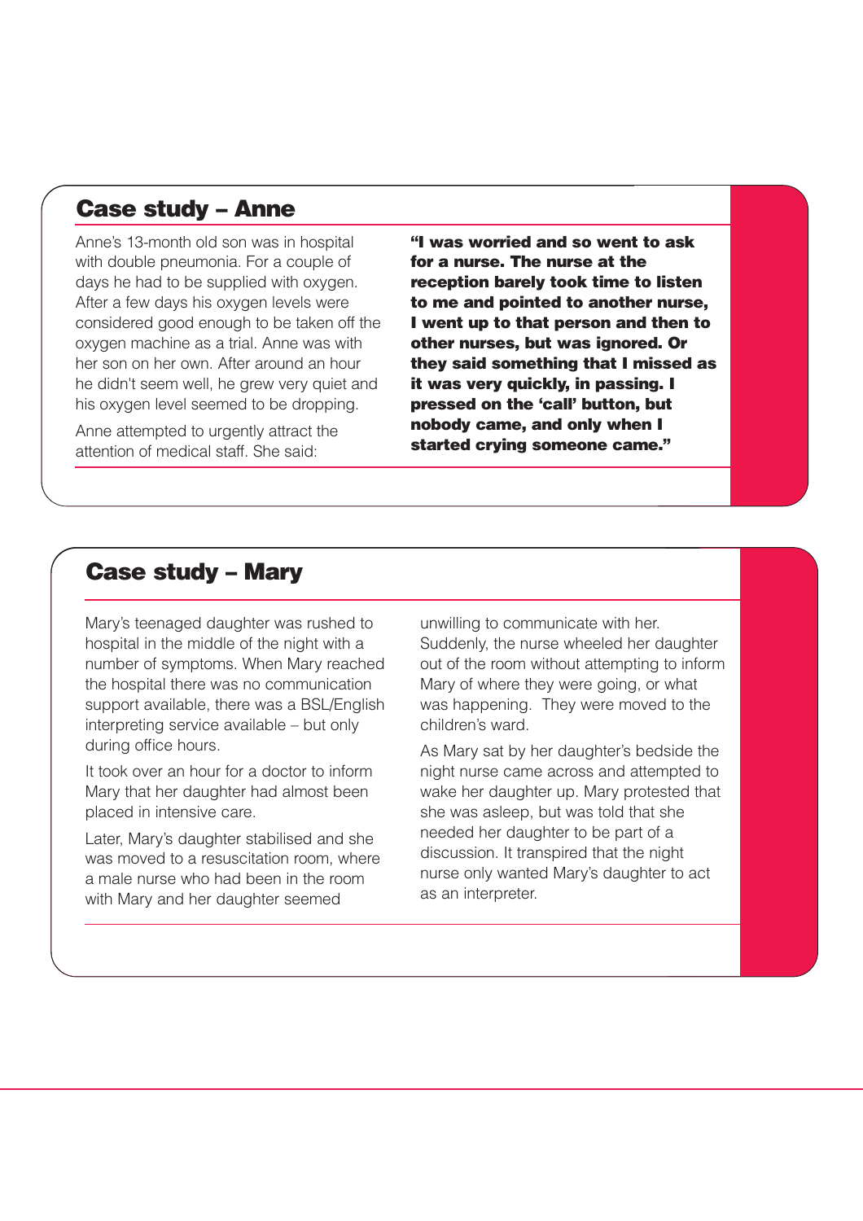## Case study – Anne

Anne's 13-month old son was in hospital with double pneumonia. For a couple of days he had to be supplied with oxygen. After a few days his oxygen levels were considered good enough to be taken off the oxygen machine as a trial. Anne was with her son on her own. After around an hour he didn't seem well, he grew very quiet and his oxygen level seemed to be dropping.

Anne attempted to urgently attract the attention of medical staff. She said:

**"I was worried and so went to ask for a nurse. The nurse at the reception barely took time to listen to me and pointed to another nurse, I went up to that person and then to other nurses, but was ignored. Or they said something that I missed as it was very quickly, in passing. I pressed on the 'call' button, but nobody came, and only when I started crying someone came."**

## Case study – Mary

Mary's teenaged daughter was rushed to hospital in the middle of the night with a number of symptoms. When Mary reached the hospital there was no communication support available, there was a BSL/English interpreting service available – but only during office hours.

It took over an hour for a doctor to inform Mary that her daughter had almost been placed in intensive care.

Later, Mary's daughter stabilised and she was moved to a resuscitation room, where a male nurse who had been in the room with Mary and her daughter seemed unwilling to communicate with her. Suddenly, the nurse wheeled her daughter out of the room without attempting to inform Mary of where they were going, or what was happening. They were moved to the children's ward.

As Mary sat by her daughter's bedside the night nurse came across and attempted to wake her daughter up. Mary protested that she was asleep, but was told that she needed her daughter to be part of a discussion. It transpired that the night nurse only wanted Mary's daughter to act as an interpreter.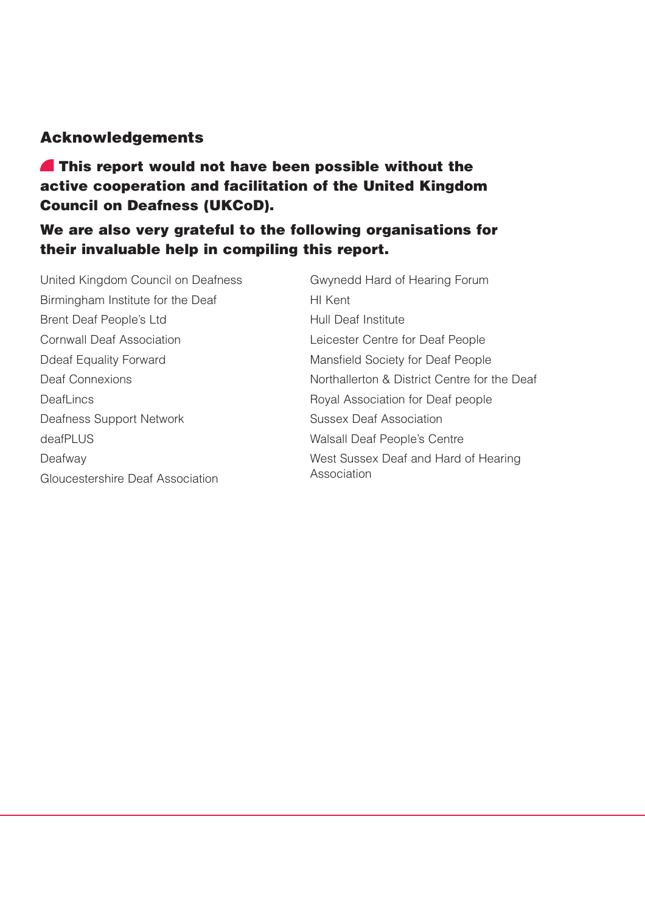## Acknowledgements

**This report would not have been possible without the active cooperation and facilitation of the United Kingdom Council on Deafness (UKCoD).**

**We are also very grateful to the following organisations for their invaluable help in compiling this report.**

- United Kingdom Council on Deafness
- Birmingham Institute for the Deaf
- Brent Deaf People's Ltd
- Cornwall Deaf Association
- Ddeaf Equality Forward
- Deaf Connexions
- DeafLincs
- Deafness Support Network
- deafPLUS
- Deafway
- Gloucestershire Deaf Association
- Gwynedd Hard of Hearing Forum
- HI Kent
- Hull Deaf Institute
- Leicester Centre for Deaf People
- Mansfield Society for Deaf People
- Northallerton & District Centre for the Deaf
- Royal Association for Deaf people
- Sussex Deaf Association
- Walsall Deaf People's Centre
- West Sussex Deaf and Hard of Hearing Association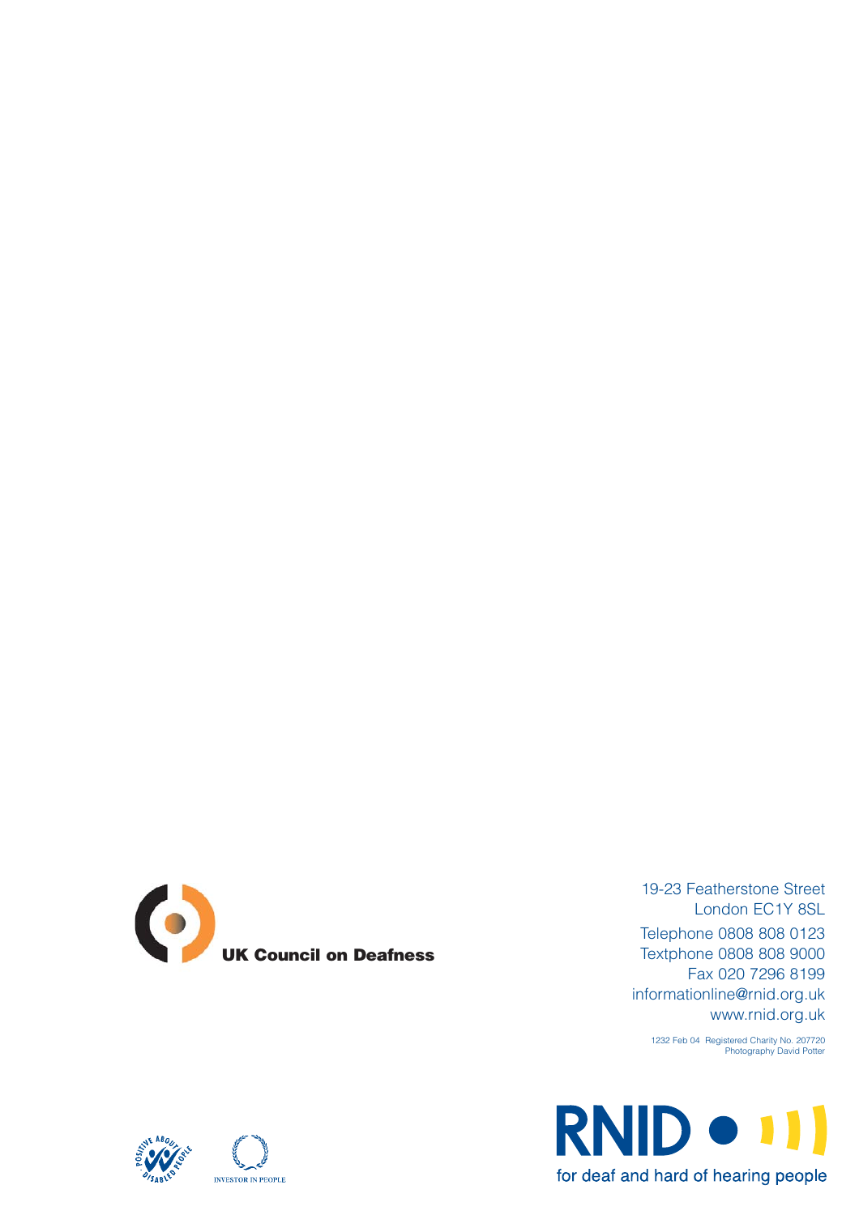UK Council on Deafness

19-23 Featherstone Street
London EC1Y 8SL

Telephone 0808 808 0123
Textphone 0808 808 9000
Fax 020 7296 8199
informationline@rnid.org.uk
www.rnid.org.uk

1232 Feb 04 Registered Charity No. 207720
Photography David Potter

POSITIVE ABOUT DISABLED PEOPLE

INVESTOR IN PEOPLE

RNID

for deaf and hard of hearing people